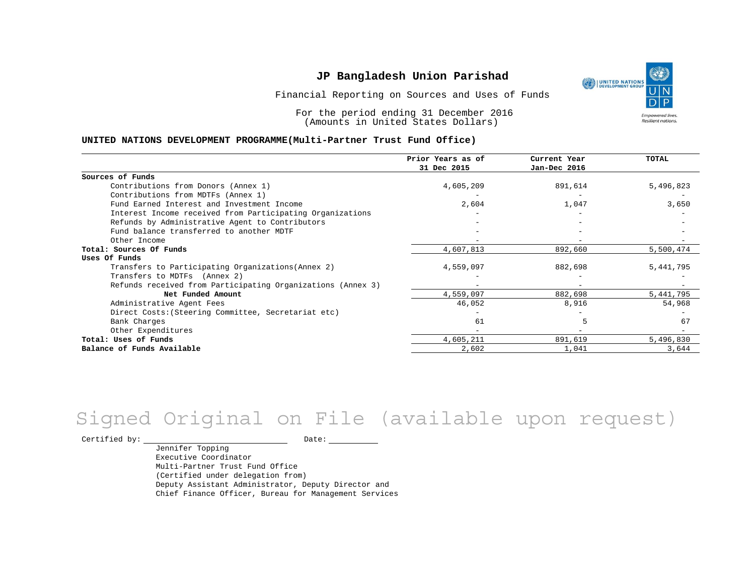# JP Bangladesh Union Parishad

Financial Reporting on Sources and Uses of Funds

For the period ending 31 December 2016
(Amounts in United States Dollars)

**UNITED NATIONS DEVELOPMENT PROGRAMME(Multi-Partner Trust Fund Office)**

| | Prior Years as of 31 Dec 2015 | Current Year Jan-Dec 2016 | TOTAL |
|---|---|---|---|
| **Sources of Funds** | | | |
| Contributions from Donors (Annex 1) | 4,605,209 | 891,614 | 5,496,823 |
| Contributions from MDTFs (Annex 1) | - | - | - |
| Fund Earned Interest and Investment Income | 2,604 | 1,047 | 3,650 |
| Interest Income received from Participating Organizations | - | - | - |
| Refunds by Administrative Agent to Contributors | - | - | - |
| Fund balance transferred to another MDTF | - | - | - |
| Other Income | - | - | - |
| **Total: Sources Of Funds** | 4,607,813 | 892,660 | 5,500,474 |
| **Uses Of Funds** | | | |
| Transfers to Participating Organizations(Annex 2) | 4,559,097 | 882,698 | 5,441,795 |
| Transfers to MDTFs (Annex 2) | - | - | - |
| Refunds received from Participating Organizations (Annex 3) | - | - | - |
| **Net Funded Amount** | 4,559,097 | 882,698 | 5,441,795 |
| Administrative Agent Fees | 46,052 | 8,916 | 54,968 |
| Direct Costs:(Steering Committee, Secretariat etc) | - | - | - |
| Bank Charges | 61 | 5 | 67 |
| Other Expenditures | - | - | - |
| **Total: Uses of Funds** | 4,605,211 | 891,619 | 5,496,830 |
| **Balance of Funds Available** | 2,602 | 1,041 | 3,644 |

Signed Original on File (available upon request)

Certified by: ______________________ Date: __________

Jennifer Topping
Executive Coordinator
Multi-Partner Trust Fund Office
(Certified under delegation from)
Deputy Assistant Administrator, Deputy Director and
Chief Finance Officer, Bureau for Management Services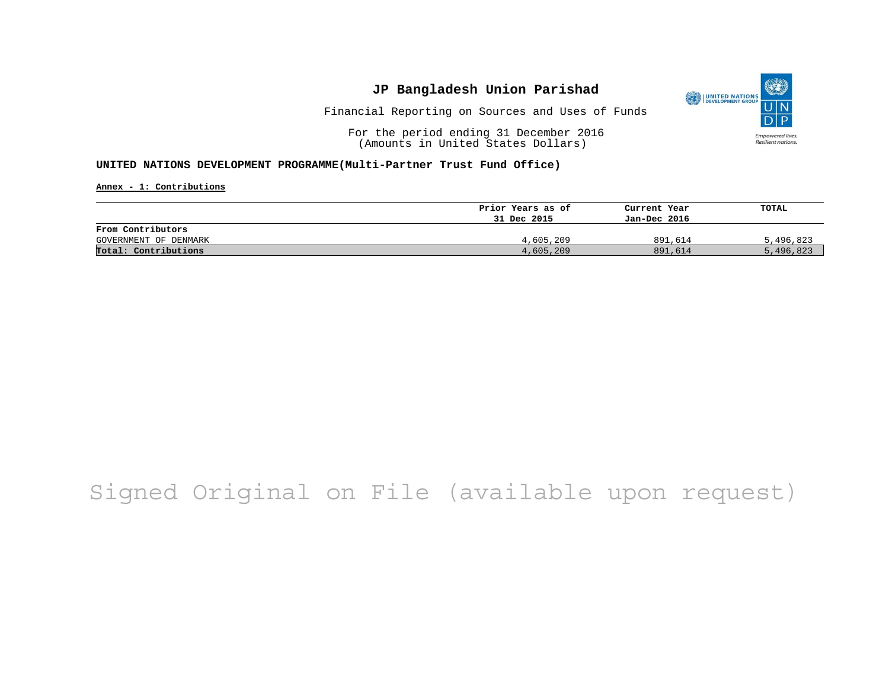# JP Bangladesh Union Parishad

Financial Reporting on Sources and Uses of Funds

For the period ending 31 December 2016
(Amounts in United States Dollars)

**UNITED NATIONS DEVELOPMENT PROGRAMME(Multi-Partner Trust Fund Office)**

**Annex - 1: Contributions**

| | Prior Years as of 31 Dec 2015 | Current Year Jan-Dec 2016 | TOTAL |
|---|---|---|---|
| **From Contributors** | | | |
| GOVERNMENT OF DENMARK | 4,605,209 | 891,614 | 5,496,823 |
| **Total: Contributions** | 4,605,209 | 891,614 | 5,496,823 |

Signed Original on File (available upon request)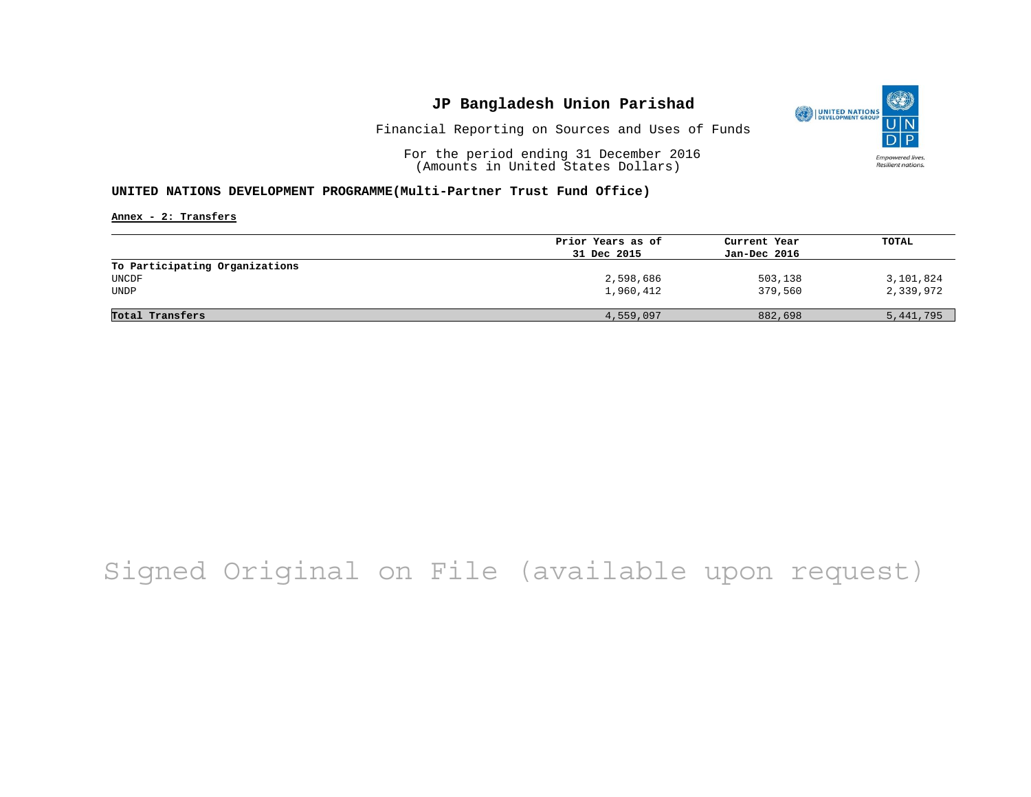# JP Bangladesh Union Parishad

Financial Reporting on Sources and Uses of Funds

For the period ending 31 December 2016
(Amounts in United States Dollars)

**UNITED NATIONS DEVELOPMENT PROGRAMME(Multi-Partner Trust Fund Office)**

**Annex - 2: Transfers**

| | Prior Years as of 31 Dec 2015 | Current Year Jan-Dec 2016 | TOTAL |
|---|---|---|---|
| **To Participating Organizations** | | | |
| UNCDF | 2,598,686 | 503,138 | 3,101,824 |
| UNDP | 1,960,412 | 379,560 | 2,339,972 |
| **Total Transfers** | 4,559,097 | 882,698 | 5,441,795 |

Signed Original on File (available upon request)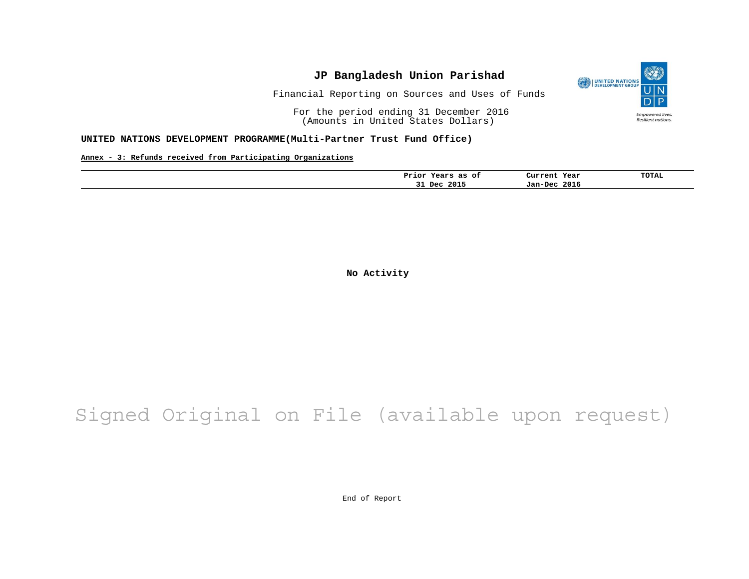# JP Bangladesh Union Parishad

Financial Reporting on Sources and Uses of Funds

For the period ending 31 December 2016
(Amounts in United States Dollars)

**UNITED NATIONS DEVELOPMENT PROGRAMME(Multi-Partner Trust Fund Office)**

**Annex - 3: Refunds received from Participating Organizations**

| | Prior Years as of 31 Dec 2015 | Current Year Jan-Dec 2016 | TOTAL |
|---|---|---|---|

**No Activity**

Signed Original on File (available upon request)

End of Report